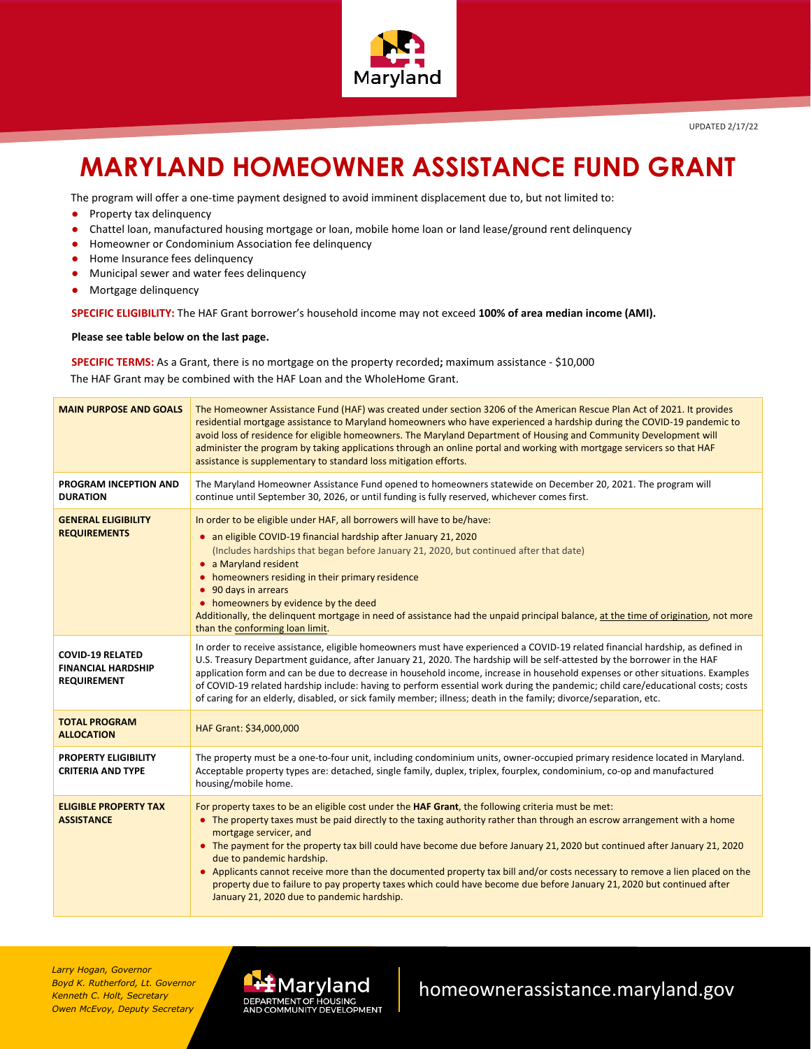UPDATED 2/17/22

# MARYLAND HOMEOWNER ASSISTANCE FUND GRANT

The program will offer a one-time payment designed to avoid imminent displacement due to, but not limited to:

- Property tax delinquency
- Chattel loan, manufactured housing mortgage or loan, mobile home loan or land lease/ground rent delinquency
- Homeowner or Condominium Association fee delinquency
- Home Insurance fees delinquency
- Municipal sewer and water fees delinquency
- Mortgage delinquency

**SPECIFIC ELIGIBILITY:** The HAF Grant borrower's household income may not exceed **100% of area median income (AMI).**

**Please see table below on the last page.**

**SPECIFIC TERMS:** As a Grant, there is no mortgage on the property recorded**;** maximum assistance - $10,000

The HAF Grant may be combined with the HAF Loan and the WholeHome Grant.

| | |
|---|---|
| **MAIN PURPOSE AND GOALS** | The Homeowner Assistance Fund (HAF) was created under section 3206 of the American Rescue Plan Act of 2021. It provides residential mortgage assistance to Maryland homeowners who have experienced a hardship during the COVID-19 pandemic to avoid loss of residence for eligible homeowners. The Maryland Department of Housing and Community Development will administer the program by taking applications through an online portal and working with mortgage servicers so that HAF assistance is supplementary to standard loss mitigation efforts. |
| **PROGRAM INCEPTION AND DURATION** | The Maryland Homeowner Assistance Fund opened to homeowners statewide on December 20, 2021. The program will continue until September 30, 2026, or until funding is fully reserved, whichever comes first. |
| **GENERAL ELIGIBILITY REQUIREMENTS** | In order to be eligible under HAF, all borrowers will have to be/have:<br>• an eligible COVID-19 financial hardship after January 21, 2020<br>(Includes hardships that began before January 21, 2020, but continued after that date)<br>• a Maryland resident<br>• homeowners residing in their primary residence<br>• 90 days in arrears<br>• homeowners by evidence by the deed<br>Additionally, the delinquent mortgage in need of assistance had the unpaid principal balance, at the time of origination, not more than the conforming loan limit. |
| **COVID-19 RELATED FINANCIAL HARDSHIP REQUIREMENT** | In order to receive assistance, eligible homeowners must have experienced a COVID-19 related financial hardship, as defined in U.S. Treasury Department guidance, after January 21, 2020. The hardship will be self-attested by the borrower in the HAF application form and can be due to decrease in household income, increase in household expenses or other situations. Examples of COVID-19 related hardship include: having to perform essential work during the pandemic; child care/educational costs; costs of caring for an elderly, disabled, or sick family member; illness; death in the family; divorce/separation, etc. |
| **TOTAL PROGRAM ALLOCATION** | HAF Grant: $34,000,000 |
| **PROPERTY ELIGIBILITY CRITERIA AND TYPE** | The property must be a one-to-four unit, including condominium units, owner-occupied primary residence located in Maryland. Acceptable property types are: detached, single family, duplex, triplex, fourplex, condominium, co-op and manufactured housing/mobile home. |
| **ELIGIBLE PROPERTY TAX ASSISTANCE** | For property taxes to be an eligible cost under the **HAF Grant**, the following criteria must be met:<br>• The property taxes must be paid directly to the taxing authority rather than through an escrow arrangement with a home mortgage servicer, and<br>• The payment for the property tax bill could have become due before January 21, 2020 but continued after January 21, 2020 due to pandemic hardship.<br>• Applicants cannot receive more than the documented property tax bill and/or costs necessary to remove a lien placed on the property due to failure to pay property taxes which could have become due before January 21, 2020 but continued after January 21, 2020 due to pandemic hardship. |

*Larry Hogan, Governor*
*Boyd K. Rutherford, Lt. Governor*
*Kenneth C. Holt, Secretary*
*Owen McEvoy, Deputy Secretary*

Maryland DEPARTMENT OF HOUSING AND COMMUNITY DEVELOPMENT

homeownerassistance.maryland.gov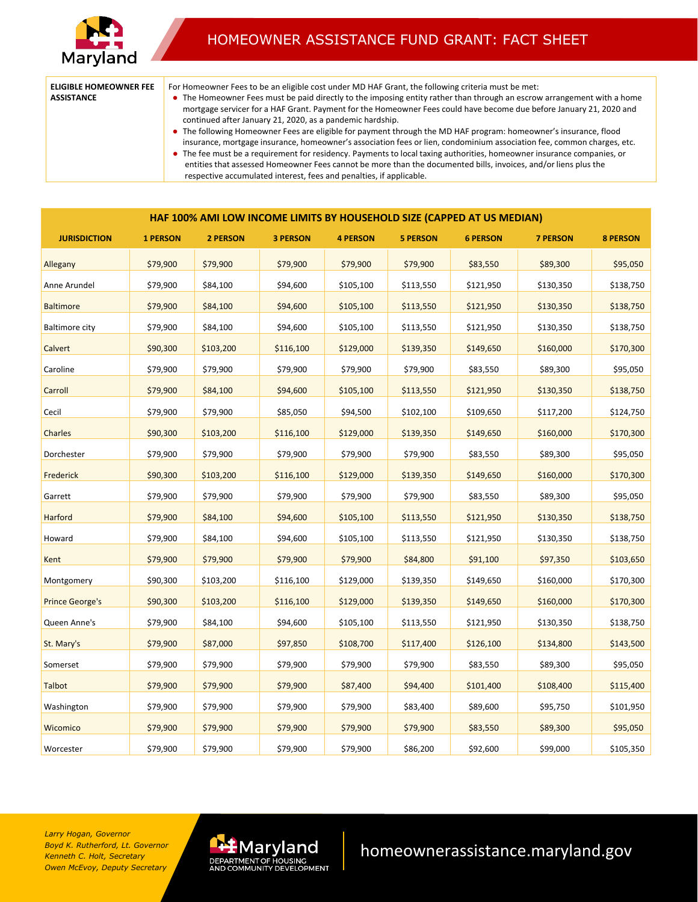# HOMEOWNER ASSISTANCE FUND GRANT: FACT SHEET

| | |
|---|---|
| **ELIGIBLE HOMEOWNER FEE ASSISTANCE** | For Homeowner Fees to be an eligible cost under MD HAF Grant, the following criteria must be met:<br>• The Homeowner Fees must be paid directly to the imposing entity rather than through an escrow arrangement with a home mortgage servicer for a HAF Grant. Payment for the Homeowner Fees could have become due before January 21, 2020 and continued after January 21, 2020, as a pandemic hardship.<br>• The following Homeowner Fees are eligible for payment through the MD HAF program: homeowner's insurance, flood insurance, mortgage insurance, homeowner's association fees or lien, condominium association fee, common charges, etc.<br>• The fee must be a requirement for residency. Payments to local taxing authorities, homeowner insurance companies, or entities that assessed Homeowner Fees cannot be more than the documented bills, invoices, and/or liens plus the respective accumulated interest, fees and penalties, if applicable. |

**HAF 100% AMI LOW INCOME LIMITS BY HOUSEHOLD SIZE (CAPPED AT US MEDIAN)**

| JURISDICTION | 1 PERSON | 2 PERSON | 3 PERSON | 4 PERSON | 5 PERSON | 6 PERSON | 7 PERSON | 8 PERSON |
|---|---|---|---|---|---|---|---|---|
| Allegany | $79,900 | $79,900 | $79,900 | $79,900 | $79,900 | $83,550 | $89,300 | $95,050 |
| Anne Arundel | $79,900 | $84,100 | $94,600 | $105,100 | $113,550 | $121,950 | $130,350 | $138,750 |
| Baltimore | $79,900 | $84,100 | $94,600 | $105,100 | $113,550 | $121,950 | $130,350 | $138,750 |
| Baltimore city | $79,900 | $84,100 | $94,600 | $105,100 | $113,550 | $121,950 | $130,350 | $138,750 |
| Calvert | $90,300 | $103,200 | $116,100 | $129,000 | $139,350 | $149,650 | $160,000 | $170,300 |
| Caroline | $79,900 | $79,900 | $79,900 | $79,900 | $79,900 | $83,550 | $89,300 | $95,050 |
| Carroll | $79,900 | $84,100 | $94,600 | $105,100 | $113,550 | $121,950 | $130,350 | $138,750 |
| Cecil | $79,900 | $79,900 | $85,050 | $94,500 | $102,100 | $109,650 | $117,200 | $124,750 |
| Charles | $90,300 | $103,200 | $116,100 | $129,000 | $139,350 | $149,650 | $160,000 | $170,300 |
| Dorchester | $79,900 | $79,900 | $79,900 | $79,900 | $79,900 | $83,550 | $89,300 | $95,050 |
| Frederick | $90,300 | $103,200 | $116,100 | $129,000 | $139,350 | $149,650 | $160,000 | $170,300 |
| Garrett | $79,900 | $79,900 | $79,900 | $79,900 | $79,900 | $83,550 | $89,300 | $95,050 |
| Harford | $79,900 | $84,100 | $94,600 | $105,100 | $113,550 | $121,950 | $130,350 | $138,750 |
| Howard | $79,900 | $84,100 | $94,600 | $105,100 | $113,550 | $121,950 | $130,350 | $138,750 |
| Kent | $79,900 | $79,900 | $79,900 | $79,900 | $84,800 | $91,100 | $97,350 | $103,650 |
| Montgomery | $90,300 | $103,200 | $116,100 | $129,000 | $139,350 | $149,650 | $160,000 | $170,300 |
| Prince George's | $90,300 | $103,200 | $116,100 | $129,000 | $139,350 | $149,650 | $160,000 | $170,300 |
| Queen Anne's | $79,900 | $84,100 | $94,600 | $105,100 | $113,550 | $121,950 | $130,350 | $138,750 |
| St. Mary's | $79,900 | $87,000 | $97,850 | $108,700 | $117,400 | $126,100 | $134,800 | $143,500 |
| Somerset | $79,900 | $79,900 | $79,900 | $79,900 | $79,900 | $83,550 | $89,300 | $95,050 |
| Talbot | $79,900 | $79,900 | $79,900 | $87,400 | $94,400 | $101,400 | $108,400 | $115,400 |
| Washington | $79,900 | $79,900 | $79,900 | $79,900 | $83,400 | $89,600 | $95,750 | $101,950 |
| Wicomico | $79,900 | $79,900 | $79,900 | $79,900 | $79,900 | $83,550 | $89,300 | $95,050 |
| Worcester | $79,900 | $79,900 | $79,900 | $79,900 | $86,200 | $92,600 | $99,000 | $105,350 |

*Larry Hogan, Governor*
*Boyd K. Rutherford, Lt. Governor*
*Kenneth C. Holt, Secretary*
*Owen McEvoy, Deputy Secretary*

Maryland DEPARTMENT OF HOUSING AND COMMUNITY DEVELOPMENT

homeownerassistance.maryland.gov